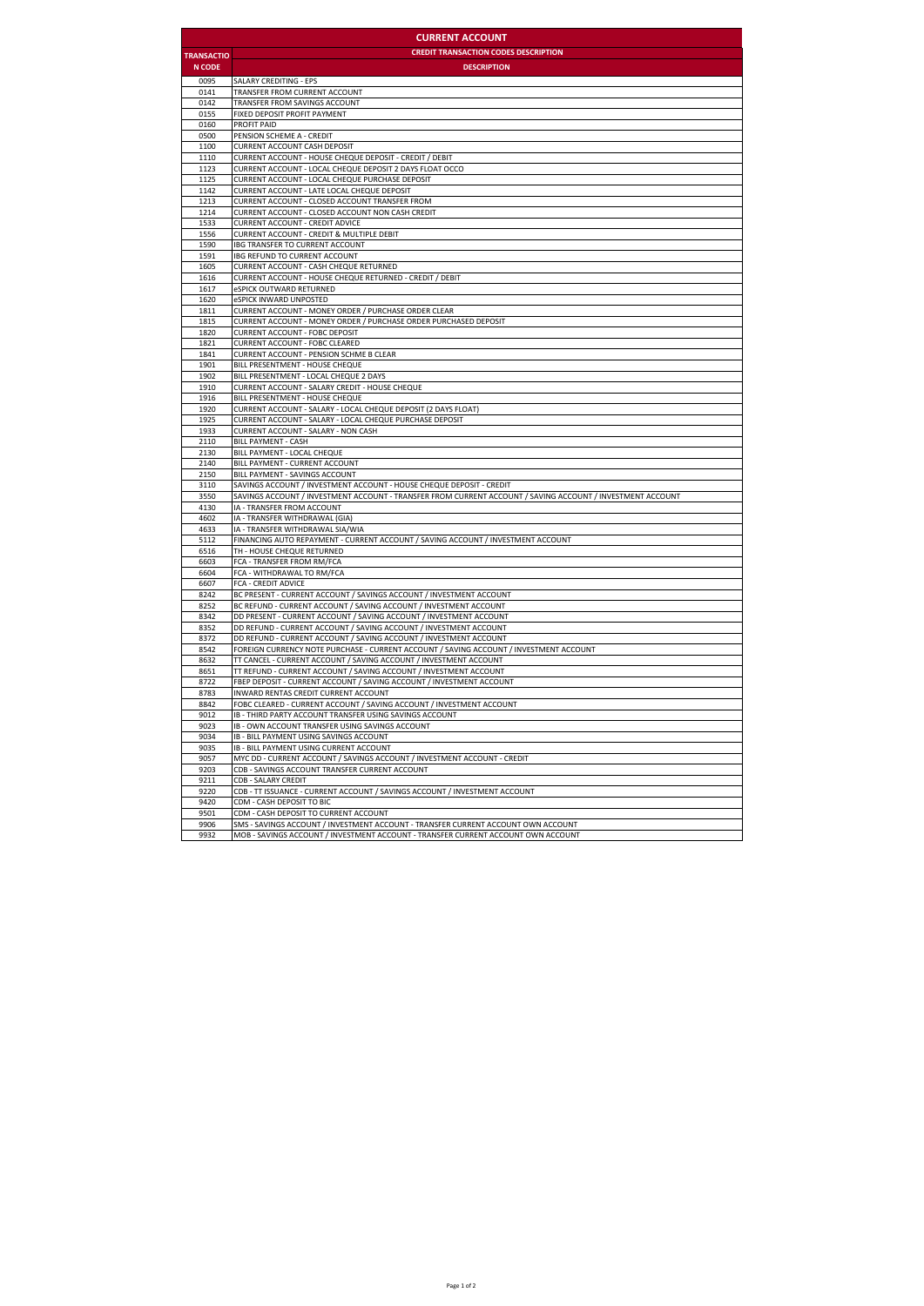# CURRENT ACCOUNT

| TRANSACTION CODE | CREDIT TRANSACTION CODES DESCRIPTION<br>DESCRIPTION |
|---|---|
| 0095 | SALARY CREDITING - EPS |
| 0141 | TRANSFER FROM CURRENT ACCOUNT |
| 0142 | TRANSFER FROM SAVINGS ACCOUNT |
| 0155 | FIXED DEPOSIT PROFIT PAYMENT |
| 0160 | PROFIT PAID |
| 0500 | PENSION SCHEME A - CREDIT |
| 1100 | CURRENT ACCOUNT CASH DEPOSIT |
| 1110 | CURRENT ACCOUNT - HOUSE CHEQUE DEPOSIT - CREDIT / DEBIT |
| 1123 | CURRENT ACCOUNT - LOCAL CHEQUE DEPOSIT 2 DAYS FLOAT OCCO |
| 1125 | CURRENT ACCOUNT - LOCAL CHEQUE PURCHASE DEPOSIT |
| 1142 | CURRENT ACCOUNT - LATE LOCAL CHEQUE DEPOSIT |
| 1213 | CURRENT ACCOUNT - CLOSED ACCOUNT TRANSFER FROM |
| 1214 | CURRENT ACCOUNT - CLOSED ACCOUNT NON CASH CREDIT |
| 1533 | CURRENT ACCOUNT - CREDIT ADVICE |
| 1556 | CURRENT ACCOUNT - CREDIT & MULTIPLE DEBIT |
| 1590 | IBG TRANSFER TO CURRENT ACCOUNT |
| 1591 | IBG REFUND TO CURRENT ACCOUNT |
| 1605 | CURRENT ACCOUNT - CASH CHEQUE RETURNED |
| 1616 | CURRENT ACCOUNT - HOUSE CHEQUE RETURNED - CREDIT / DEBIT |
| 1617 | eSPICK OUTWARD RETURNED |
| 1620 | eSPICK INWARD UNPOSTED |
| 1811 | CURRENT ACCOUNT - MONEY ORDER / PURCHASE ORDER CLEAR |
| 1815 | CURRENT ACCOUNT - MONEY ORDER / PURCHASE ORDER PURCHASED DEPOSIT |
| 1820 | CURRENT ACCOUNT - FOBC DEPOSIT |
| 1821 | CURRENT ACCOUNT - FOBC CLEARED |
| 1841 | CURRENT ACCOUNT - PENSION SCHME B CLEAR |
| 1901 | BILL PRESENTMENT - HOUSE CHEQUE |
| 1902 | BILL PRESENTMENT - LOCAL CHEQUE 2 DAYS |
| 1910 | CURRENT ACCOUNT - SALARY CREDIT - HOUSE CHEQUE |
| 1916 | BILL PRESENTMENT - HOUSE CHEQUE |
| 1920 | CURRENT ACCOUNT - SALARY - LOCAL CHEQUE DEPOSIT (2 DAYS FLOAT) |
| 1925 | CURRENT ACCOUNT - SALARY - LOCAL CHEQUE PURCHASE DEPOSIT |
| 1933 | CURRENT ACCOUNT - SALARY - NON CASH |
| 2110 | BILL PAYMENT - CASH |
| 2130 | BILL PAYMENT - LOCAL CHEQUE |
| 2140 | BILL PAYMENT - CURRENT ACCOUNT |
| 2150 | BILL PAYMENT - SAVINGS ACCOUNT |
| 3110 | SAVINGS ACCOUNT / INVESTMENT ACCOUNT - HOUSE CHEQUE DEPOSIT - CREDIT |
| 3550 | SAVINGS ACCOUNT / INVESTMENT ACCOUNT - TRANSFER FROM CURRENT ACCOUNT / SAVING ACCOUNT / INVESTMENT ACCOUNT |
| 4130 | IA - TRANSFER FROM ACCOUNT |
| 4602 | IA - TRANSFER WITHDRAWAL (GIA) |
| 4633 | IA - TRANSFER WITHDRAWAL SIA/WIA |
| 5112 | FINANCING AUTO REPAYMENT - CURRENT ACCOUNT / SAVING ACCOUNT / INVESTMENT ACCOUNT |
| 6516 | TH - HOUSE CHEQUE RETURNED |
| 6603 | FCA - TRANSFER FROM RM/FCA |
| 6604 | FCA - WITHDRAWAL TO RM/FCA |
| 6607 | FCA - CREDIT ADVICE |
| 8242 | BC PRESENT - CURRENT ACCOUNT / SAVINGS ACCOUNT / INVESTMENT ACCOUNT |
| 8252 | BC REFUND - CURRENT ACCOUNT / SAVING ACCOUNT / INVESTMENT ACCOUNT |
| 8342 | DD PRESENT - CURRENT ACCOUNT / SAVING ACCOUNT / INVESTMENT ACCOUNT |
| 8352 | DD REFUND - CURRENT ACCOUNT / SAVING ACCOUNT / INVESTMENT ACCOUNT |
| 8372 | DD REFUND - CURRENT ACCOUNT / SAVING ACCOUNT / INVESTMENT ACCOUNT |
| 8542 | FOREIGN CURRENCY NOTE PURCHASE - CURRENT ACCOUNT / SAVING ACCOUNT / INVESTMENT ACCOUNT |
| 8632 | TT CANCEL - CURRENT ACCOUNT / SAVING ACCOUNT / INVESTMENT ACCOUNT |
| 8651 | TT REFUND - CURRENT ACCOUNT / SAVING ACCOUNT / INVESTMENT ACCOUNT |
| 8722 | FBEP DEPOSIT - CURRENT ACCOUNT / SAVING ACCOUNT / INVESTMENT ACCOUNT |
| 8783 | INWARD RENTAS CREDIT CURRENT ACCOUNT |
| 8842 | FOBC CLEARED - CURRENT ACCOUNT / SAVING ACCOUNT / INVESTMENT ACCOUNT |
| 9012 | IB - THIRD PARTY ACCOUNT TRANSFER USING SAVINGS ACCOUNT |
| 9023 | IB - OWN ACCOUNT TRANSFER USING SAVINGS ACCOUNT |
| 9034 | IB - BILL PAYMENT USING SAVINGS ACCOUNT |
| 9035 | IB - BILL PAYMENT USING CURRENT ACCOUNT |
| 9057 | MYC DD - CURRENT ACCOUNT / SAVINGS ACCOUNT / INVESTMENT ACCOUNT - CREDIT |
| 9203 | CDB - SAVINGS ACCOUNT TRANSFER CURRENT ACCOUNT |
| 9211 | CDB - SALARY CREDIT |
| 9220 | CDB - TT ISSUANCE - CURRENT ACCOUNT / SAVINGS ACCOUNT / INVESTMENT ACCOUNT |
| 9420 | CDM - CASH DEPOSIT TO BIC |
| 9501 | CDM - CASH DEPOSIT TO CURRENT ACCOUNT |
| 9906 | SMS - SAVINGS ACCOUNT / INVESTMENT ACCOUNT - TRANSFER CURRENT ACCOUNT OWN ACCOUNT |
| 9932 | MOB - SAVINGS ACCOUNT / INVESTMENT ACCOUNT - TRANSFER CURRENT ACCOUNT OWN ACCOUNT |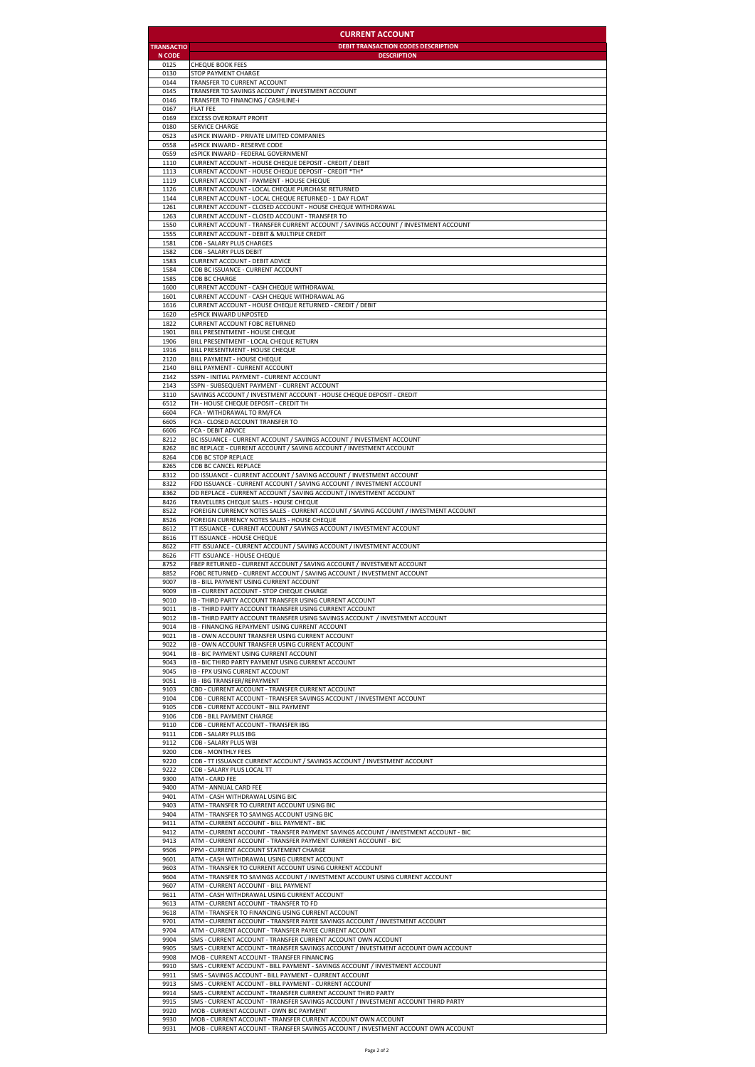# CURRENT ACCOUNT

## DEBIT TRANSACTION CODES DESCRIPTION

| TRANSACTION CODE | DESCRIPTION |
|---|---|
| 0125 | CHEQUE BOOK FEES |
| 0130 | STOP PAYMENT CHARGE |
| 0144 | TRANSFER TO CURRENT ACCOUNT |
| 0145 | TRANSFER TO SAVINGS ACCOUNT / INVESTMENT ACCOUNT |
| 0146 | TRANSFER TO FINANCING / CASHLINE-i |
| 0167 | FLAT FEE |
| 0169 | EXCESS OVERDRAFT PROFIT |
| 0180 | SERVICE CHARGE |
| 0523 | eSPICK INWARD - PRIVATE LIMITED COMPANIES |
| 0558 | eSPICK INWARD - RESERVE CODE |
| 0559 | eSPICK INWARD - FEDERAL GOVERNMENT |
| 1110 | CURRENT ACCOUNT - HOUSE CHEQUE DEPOSIT - CREDIT / DEBIT |
| 1113 | CURRENT ACCOUNT - HOUSE CHEQUE DEPOSIT - CREDIT *TH* |
| 1119 | CURRENT ACCOUNT - PAYMENT - HOUSE CHEQUE |
| 1126 | CURRENT ACCOUNT - LOCAL CHEQUE PURCHASE RETURNED |
| 1144 | CURRENT ACCOUNT - LOCAL CHEQUE RETURNED - 1 DAY FLOAT |
| 1261 | CURRENT ACCOUNT - CLOSED ACCOUNT - HOUSE CHEQUE WITHDRAWAL |
| 1263 | CURRENT ACCOUNT - CLOSED ACCOUNT - TRANSFER TO |
| 1550 | CURRENT ACCOUNT - TRANSFER CURRENT ACCOUNT / SAVINGS ACCOUNT / INVESTMENT ACCOUNT |
| 1555 | CURRENT ACCOUNT - DEBIT & MULTIPLE CREDIT |
| 1581 | CDB - SALARY PLUS CHARGES |
| 1582 | CDB - SALARY PLUS DEBIT |
| 1583 | CURRENT ACCOUNT - DEBIT ADVICE |
| 1584 | CDB BC ISSUANCE - CURRENT ACCOUNT |
| 1585 | CDB BC CHARGE |
| 1600 | CURRENT ACCOUNT - CASH CHEQUE WITHDRAWAL |
| 1601 | CURRENT ACCOUNT - CASH CHEQUE WITHDRAWAL AG |
| 1616 | CURRENT ACCOUNT - HOUSE CHEQUE RETURNED - CREDIT / DEBIT |
| 1620 | eSPICK INWARD UNPOSTED |
| 1822 | CURRENT ACCOUNT FOBC RETURNED |
| 1901 | BILL PRESENTMENT - HOUSE CHEQUE |
| 1906 | BILL PRESENTMENT - LOCAL CHEQUE RETURN |
| 1916 | BILL PRESENTMENT - HOUSE CHEQUE |
| 2120 | BILL PAYMENT - HOUSE CHEQUE |
| 2140 | BILL PAYMENT - CURRENT ACCOUNT |
| 2142 | SSPN - INITIAL PAYMENT - CURRENT ACCOUNT |
| 2143 | SSPN - SUBSEQUENT PAYMENT - CURRENT ACCOUNT |
| 3110 | SAVINGS ACCOUNT / INVESTMENT ACCOUNT - HOUSE CHEQUE DEPOSIT - CREDIT |
| 6512 | TH - HOUSE CHEQUE DEPOSIT - CREDIT TH |
| 6604 | FCA - WITHDRAWAL TO RM/FCA |
| 6605 | FCA - CLOSED ACCOUNT TRANSFER TO |
| 6606 | FCA - DEBIT ADVICE |
| 8212 | BC ISSUANCE - CURRENT ACCOUNT / SAVINGS ACCOUNT / INVESTMENT ACCOUNT |
| 8262 | BC REPLACE - CURRENT ACCOUNT / SAVING ACCOUNT / INVESTMENT ACCOUNT |
| 8264 | CDB BC STOP REPLACE |
| 8265 | CDB BC CANCEL REPLACE |
| 8312 | DD ISSUANCE - CURRENT ACCOUNT / SAVING ACCOUNT / INVESTMENT ACCOUNT |
| 8322 | FDD ISSUANCE - CURRENT ACCOUNT / SAVING ACCOUNT / INVESTMENT ACCOUNT |
| 8362 | DD REPLACE - CURRENT ACCOUNT / SAVING ACCOUNT / INVESTMENT ACCOUNT |
| 8426 | TRAVELLERS CHEQUE SALES - HOUSE CHEQUE |
| 8522 | FOREIGN CURRENCY NOTES SALES - CURRENT ACCOUNT / SAVING ACCOUNT / INVESTMENT ACCOUNT |
| 8526 | FOREIGN CURRENCY NOTES SALES - HOUSE CHEQUE |
| 8612 | TT ISSUANCE - CURRENT ACCOUNT / SAVINGS ACCOUNT / INVESTMENT ACCOUNT |
| 8616 | TT ISSUANCE - HOUSE CHEQUE |
| 8622 | FTT ISSUANCE - CURRENT ACCOUNT / SAVING ACCOUNT / INVESTMENT ACCOUNT |
| 8626 | FTT ISSUANCE - HOUSE CHEQUE |
| 8752 | FBEP RETURNED - CURRENT ACCOUNT / SAVING ACCOUNT / INVESTMENT ACCOUNT |
| 8852 | FOBC RETURNED - CURRENT ACCOUNT / SAVING ACCOUNT / INVESTMENT ACCOUNT |
| 9007 | IB - BILL PAYMENT USING CURRENT ACCOUNT |
| 9009 | IB - CURRENT ACCOUNT - STOP CHEQUE CHARGE |
| 9010 | IB - THIRD PARTY ACCOUNT TRANSFER USING CURRENT ACCOUNT |
| 9011 | IB - THIRD PARTY ACCOUNT TRANSFER USING CURRENT ACCOUNT |
| 9012 | IB - THIRD PARTY ACCOUNT TRANSFER USING SAVINGS ACCOUNT / INVESTMENT ACCOUNT |
| 9014 | IB - FINANCING REPAYMENT USING CURRENT ACCOUNT |
| 9021 | IB - OWN ACCOUNT TRANSFER USING CURRENT ACCOUNT |
| 9022 | IB - OWN ACCOUNT TRANSFER USING CURRENT ACCOUNT |
| 9041 | IB - BIC PAYMENT USING CURRENT ACCOUNT |
| 9043 | IB - BIC THIRD PARTY PAYMENT USING CURRENT ACCOUNT |
| 9045 | IB - FPX USING CURRENT ACCOUNT |
| 9051 | IB - IBG TRANSFER/REPAYMENT |
| 9103 | CBD - CURRENT ACCOUNT - TRANSFER CURRENT ACCOUNT |
| 9104 | CDB - CURRENT ACCOUNT - TRANSFER SAVINGS ACCOUNT / INVESTMENT ACCOUNT |
| 9105 | CDB - CURRENT ACCOUNT - BILL PAYMENT |
| 9106 | CDB - BILL PAYMENT CHARGE |
| 9110 | CDB - CURRENT ACCOUNT - TRANSFER IBG |
| 9111 | CDB - SALARY PLUS IBG |
| 9112 | CDB - SALARY PLUS WBI |
| 9200 | CDB - MONTHLY FEES |
| 9220 | CDB - TT ISSUANCE CURRENT ACCOUNT / SAVINGS ACCOUNT / INVESTMENT ACCOUNT |
| 9222 | CDB - SALARY PLUS LOCAL TT |
| 9300 | ATM - CARD FEE |
| 9400 | ATM - ANNUAL CARD FEE |
| 9401 | ATM - CASH WITHDRAWAL USING BIC |
| 9403 | ATM - TRANSFER TO CURRENT ACCOUNT USING BIC |
| 9404 | ATM - TRANSFER TO SAVINGS ACCOUNT USING BIC |
| 9411 | ATM - CURRENT ACCOUNT - BILL PAYMENT - BIC |
| 9412 | ATM - CURRENT ACCOUNT - TRANSFER PAYMENT SAVINGS ACCOUNT / INVESTMENT ACCOUNT - BIC |
| 9413 | ATM - CURRENT ACCOUNT - TRANSFER PAYMENT CURRENT ACCOUNT - BIC |
| 9506 | PPM - CURRENT ACCOUNT STATEMENT CHARGE |
| 9601 | ATM - CASH WITHDRAWAL USING CURRENT ACCOUNT |
| 9603 | ATM - TRANSFER TO CURRENT ACCOUNT USING CURRENT ACCOUNT |
| 9604 | ATM - TRANSFER TO SAVINGS ACCOUNT / INVESTMENT ACCOUNT USING CURRENT ACCOUNT |
| 9607 | ATM - CURRENT ACCOUNT - BILL PAYMENT |
| 9611 | ATM - CASH WITHDRAWAL USING CURRENT ACCOUNT |
| 9613 | ATM - CURRENT ACCOUNT - TRANSFER TO FD |
| 9618 | ATM - TRANSFER TO FINANCING USING CURRENT ACCOUNT |
| 9701 | ATM - CURRENT ACCOUNT - TRANSFER PAYEE SAVINGS ACCOUNT / INVESTMENT ACCOUNT |
| 9704 | ATM - CURRENT ACCOUNT - TRANSFER PAYEE CURRENT ACCOUNT |
| 9904 | SMS - CURRENT ACCOUNT - TRANSFER CURRENT ACCOUNT OWN ACCOUNT |
| 9905 | SMS - CURRENT ACCOUNT - TRANSFER SAVINGS ACCOUNT / INVESTMENT ACCOUNT OWN ACCOUNT |
| 9908 | MOB - CURRENT ACCOUNT - TRANSFER FINANCING |
| 9910 | SMS - CURRENT ACCOUNT - BILL PAYMENT - SAVINGS ACCOUNT / INVESTMENT ACCOUNT |
| 9911 | SMS - SAVINGS ACCOUNT - BILL PAYMENT - CURRENT ACCOUNT |
| 9913 | SMS - CURRENT ACCOUNT - BILL PAYMENT - CURRENT ACCOUNT |
| 9914 | SMS - CURRENT ACCOUNT - TRANSFER CURRENT ACCOUNT THIRD PARTY |
| 9915 | SMS - CURRENT ACCOUNT - TRANSFER SAVINGS ACCOUNT / INVESTMENT ACCOUNT THIRD PARTY |
| 9920 | MOB - CURRENT ACCOUNT - OWN BIC PAYMENT |
| 9930 | MOB - CURRENT ACCOUNT - TRANSFER CURRENT ACCOUNT OWN ACCOUNT |
| 9931 | MOB - CURRENT ACCOUNT - TRANSFER SAVINGS ACCOUNT / INVESTMENT ACCOUNT OWN ACCOUNT |